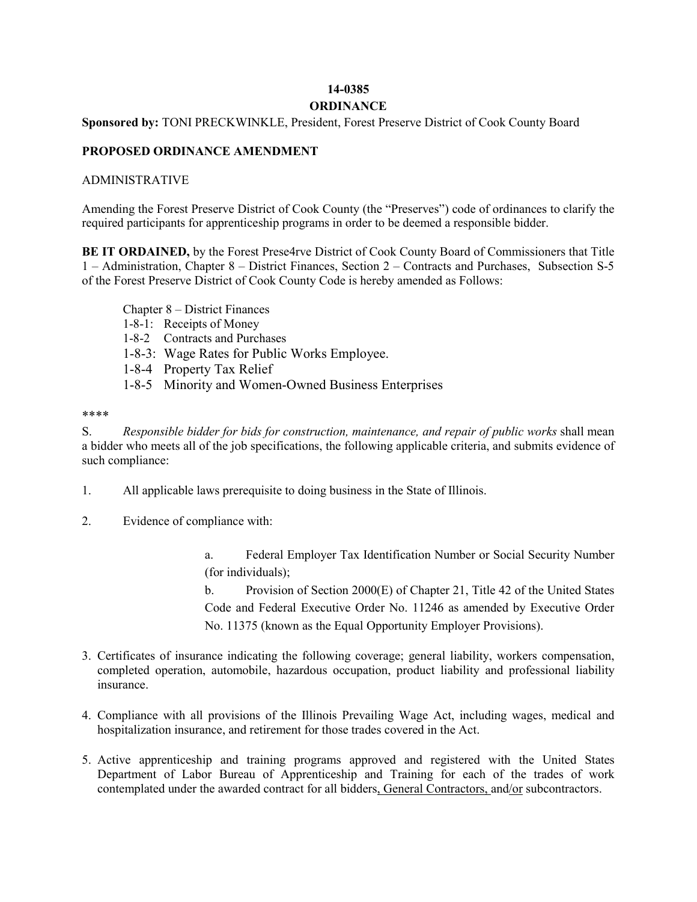**14-0385**

**ORDINANCE**

**Sponsored by:** TONI PRECKWINKLE, President, Forest Preserve District of Cook County Board

**PROPOSED ORDINANCE AMENDMENT**

ADMINISTRATIVE

Amending the Forest Preserve District of Cook County (the "Preserves") code of ordinances to clarify the required participants for apprenticeship programs in order to be deemed a responsible bidder.

**BE IT ORDAINED,** by the Forest Prese4rve District of Cook County Board of Commissioners that Title 1 – Administration, Chapter 8 – District Finances, Section 2 – Contracts and Purchases, Subsection S-5 of the Forest Preserve District of Cook County Code is hereby amended as Follows:

Chapter 8 – District Finances
1-8-1: Receipts of Money
1-8-2 Contracts and Purchases
1-8-3: Wage Rates for Public Works Employee.
1-8-4 Property Tax Relief
1-8-5 Minority and Women-Owned Business Enterprises

****

S. *Responsible bidder for bids for construction, maintenance, and repair of public works* shall mean a bidder who meets all of the job specifications, the following applicable criteria, and submits evidence of such compliance:

1. All applicable laws prerequisite to doing business in the State of Illinois.

2. Evidence of compliance with:

   a. Federal Employer Tax Identification Number or Social Security Number (for individuals);

   b. Provision of Section 2000(E) of Chapter 21, Title 42 of the United States Code and Federal Executive Order No. 11246 as amended by Executive Order No. 11375 (known as the Equal Opportunity Employer Provisions).

3. Certificates of insurance indicating the following coverage; general liability, workers compensation, completed operation, automobile, hazardous occupation, product liability and professional liability insurance.

4. Compliance with all provisions of the Illinois Prevailing Wage Act, including wages, medical and hospitalization insurance, and retirement for those trades covered in the Act.

5. Active apprenticeship and training programs approved and registered with the United States Department of Labor Bureau of Apprenticeship and Training for each of the trades of work contemplated under the awarded contract for all bidders<u>, General Contractors, </u>and<u>/or</u> subcontractors.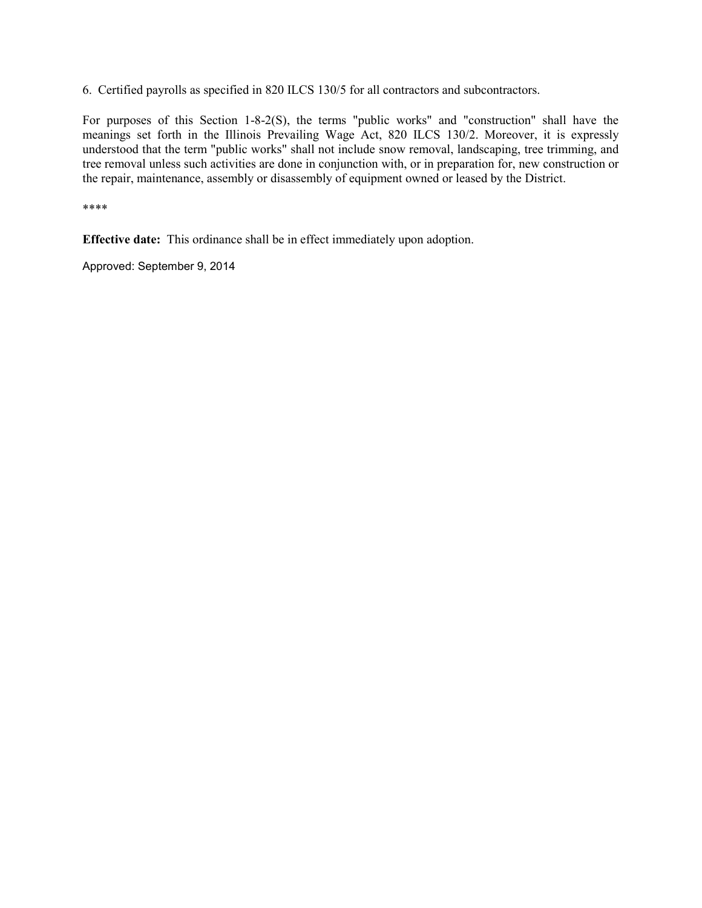6. Certified payrolls as specified in 820 ILCS 130/5 for all contractors and subcontractors.

For purposes of this Section 1-8-2(S), the terms "public works" and "construction" shall have the meanings set forth in the Illinois Prevailing Wage Act, 820 ILCS 130/2. Moreover, it is expressly understood that the term "public works" shall not include snow removal, landscaping, tree trimming, and tree removal unless such activities are done in conjunction with, or in preparation for, new construction or the repair, maintenance, assembly or disassembly of equipment owned or leased by the District.

****

**Effective date:** This ordinance shall be in effect immediately upon adoption.

Approved: September 9, 2014